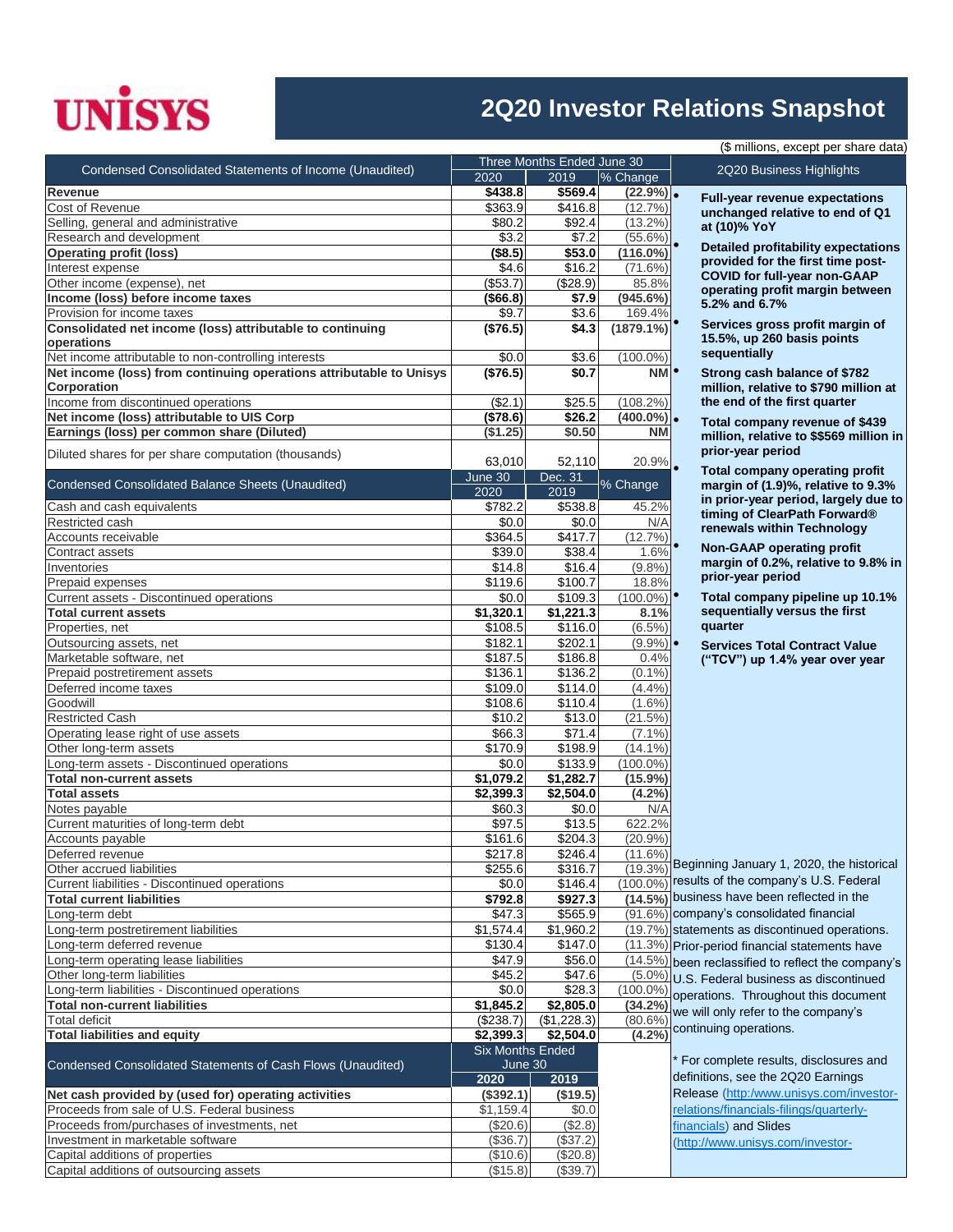# UNISYS

## 2Q20 Investor Relations Snapshot

($ millions, except per share data)

| Condensed Consolidated Statements of Income (Unaudited) | Three Months Ended June 30 | | |
|---|---|---|---|
| | 2020 | 2019 | % Change |
| **Revenue** | **$438.8** | **$569.4** | **(22.9%)** |
| Cost of Revenue | $363.9 | $416.8 | (12.7%) |
| Selling, general and administrative | $80.2 | $92.4 | (13.2%) |
| Research and development | $3.2 | $7.2 | (55.6%) |
| **Operating profit (loss)** | **($8.5)** | **$53.0** | **(116.0%)** |
| Interest expense | $4.6 | $16.2 | (71.6%) |
| Other income (expense), net | ($53.7) | ($28.9) | 85.8% |
| **Income (loss) before income taxes** | **($66.8)** | **$7.9** | **(945.6%)** |
| Provision for income taxes | $9.7 | $3.6 | 169.4% |
| **Consolidated net income (loss) attributable to continuing operations** | **($76.5)** | **$4.3** | **(1879.1%)** |
| Net income attributable to non-controlling interests | $0.0 | $3.6 | (100.0%) |
| **Net income (loss) from continuing operations attributable to Unisys Corporation** | **($76.5)** | **$0.7** | **NM** |
| Income from discontinued operations | ($2.1) | $25.5 | (108.2%) |
| **Net income (loss) attributable to UIS Corp** | **($78.6)** | **$26.2** | **(400.0%)** |
| **Earnings (loss) per common share (Diluted)** | **($1.25)** | **$0.50** | **NM** |
| Diluted shares for per share computation (thousands) | 63,010 | 52,110 | 20.9% |

| Condensed Consolidated Balance Sheets (Unaudited) | June 30 2020 | Dec. 31 2019 | % Change |
|---|---|---|---|
| Cash and cash equivalents | $782.2 | $538.8 | 45.2% |
| Restricted cash | $0.0 | $0.0 | N/A |
| Accounts receivable | $364.5 | $417.7 | (12.7%) |
| Contract assets | $39.0 | $38.4 | 1.6% |
| Inventories | $14.8 | $16.4 | (9.8%) |
| Prepaid expenses | $119.6 | $100.7 | 18.8% |
| Current assets - Discontinued operations | $0.0 | $109.3 | (100.0%) |
| **Total current assets** | **$1,320.1** | **$1,221.3** | **8.1%** |
| Properties, net | $108.5 | $116.0 | (6.5%) |
| Outsourcing assets, net | $182.1 | $202.1 | (9.9%) |
| Marketable software, net | $187.5 | $186.8 | 0.4% |
| Prepaid postretirement assets | $136.1 | $136.2 | (0.1%) |
| Deferred income taxes | $109.0 | $114.0 | (4.4%) |
| Goodwill | $108.6 | $110.4 | (1.6%) |
| Restricted Cash | $10.2 | $13.0 | (21.5%) |
| Operating lease right of use assets | $66.3 | $71.4 | (7.1%) |
| Other long-term assets | $170.9 | $198.9 | (14.1%) |
| Long-term assets - Discontinued operations | $0.0 | $133.9 | (100.0%) |
| **Total non-current assets** | **$1,079.2** | **$1,282.7** | **(15.9%)** |
| **Total assets** | **$2,399.3** | **$2,504.0** | **(4.2%)** |
| Notes payable | $60.3 | $0.0 | N/A |
| Current maturities of long-term debt | $97.5 | $13.5 | 622.2% |
| Accounts payable | $161.6 | $204.3 | (20.9%) |
| Deferred revenue | $217.8 | $246.4 | (11.6%) |
| Other accrued liabilities | $255.6 | $316.7 | (19.3%) |
| Current liabilities - Discontinued operations | $0.0 | $146.4 | (100.0%) |
| **Total current liabilities** | **$792.8** | **$927.3** | **(14.5%)** |
| Long-term debt | $47.3 | $565.9 | (91.6%) |
| Long-term postretirement liabilities | $1,574.4 | $1,960.2 | (19.7%) |
| Long-term deferred revenue | $130.4 | $147.0 | (11.3%) |
| Long-term operating lease liabilities | $47.9 | $56.0 | (14.5%) |
| Other long-term liabilities | $45.2 | $47.6 | (5.0%) |
| Long-term liabilities - Discontinued operations | $0.0 | $28.3 | (100.0%) |
| **Total non-current liabilities** | **$1,845.2** | **$2,805.0** | **(34.2%)** |
| Total deficit | ($238.7) | ($1,228.3) | (80.6%) |
| **Total liabilities and equity** | **$2,399.3** | **$2,504.0** | **(4.2%)** |

| Condensed Consolidated Statements of Cash Flows (Unaudited) | Six Months Ended June 30 | |
|---|---|---|
| | **2020** | **2019** |
| **Net cash provided by (used for) operating activities** | **($392.1)** | **($19.5)** |
| Proceeds from sale of U.S. Federal business | $1,159.4 | $0.0 |
| Proceeds from/purchases of investments, net | ($20.6) | ($2.8) |
| Investment in marketable software | ($36.7) | ($37.2) |
| Capital additions of properties | ($10.6) | ($20.8) |
| Capital additions of outsourcing assets | ($15.8) | ($39.7) |

### 2Q20 Business Highlights

- **Full-year revenue expectations unchanged relative to end of Q1 at (10)% YoY**
- **Detailed profitability expectations provided for the first time post-COVID for full-year non-GAAP operating profit margin between 5.2% and 6.7%**
- **Services gross profit margin of 15.5%, up 260 basis points sequentially**
- **Strong cash balance of $782 million, relative to $790 million at the end of the first quarter**
- **Total company revenue of $439 million, relative to $$569 million in prior-year period**
- **Total company operating profit margin of (1.9)%, relative to 9.3% in prior-year period, largely due to timing of ClearPath Forward® renewals within Technology**
- **Non-GAAP operating profit margin of 0.2%, relative to 9.8% in prior-year period**
- **Total company pipeline up 10.1% sequentially versus the first quarter**
- **Services Total Contract Value ("TCV") up 1.4% year over year**

Beginning January 1, 2020, the historical results of the company's U.S. Federal business have been reflected in the company's consolidated financial statements as discontinued operations. Prior-period financial statements have been reclassified to reflect the company's U.S. Federal business as discontinued operations. Throughout this document we will only refer to the company's continuing operations.

* For complete results, disclosures and definitions, see the 2Q20 Earnings Release (http:/www.unisys.com/investor-relations/financials-filings/quarterly-financials) and Slides (http://www.unisys.com/investor-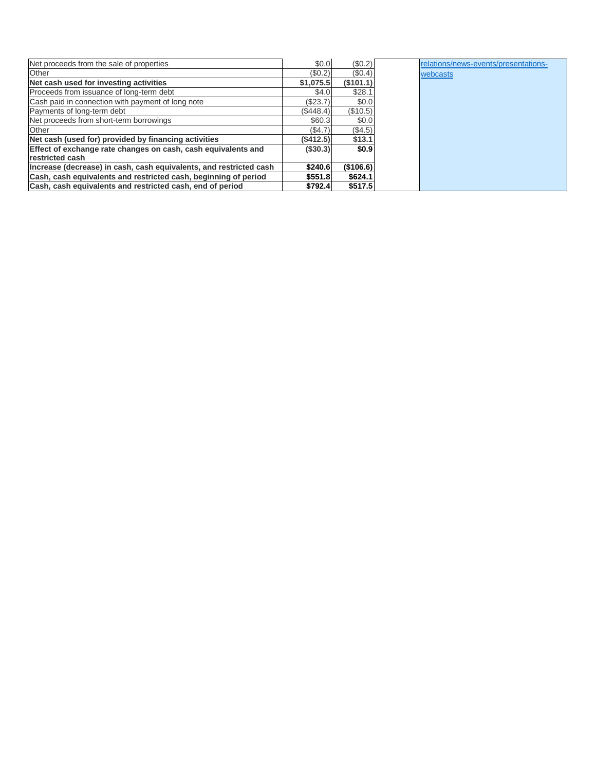| | | | | |
|---|---|---|---|---|
| Net proceeds from the sale of properties | $0.0 | ($0.2) | | relations/news-events/presentations-webcasts |
| Other | ($0.2) | ($0.4) | | |
| **Net cash used for investing activities** | **$1,075.5** | **($101.1)** | | |
| Proceeds from issuance of long-term debt | $4.0 | $28.1 | | |
| Cash paid in connection with payment of long note | ($23.7) | $0.0 | | |
| Payments of long-term debt | ($448.4) | ($10.5) | | |
| Net proceeds from short-term borrowings | $60.3 | $0.0 | | |
| Other | ($4.7) | ($4.5) | | |
| **Net cash (used for) provided by financing activities** | **($412.5)** | **$13.1** | | |
| **Effect of exchange rate changes on cash, cash equivalents and restricted cash** | **($30.3)** | **$0.9** | | |
| **Increase (decrease) in cash, cash equivalents, and restricted cash** | **$240.6** | **($106.6)** | | |
| **Cash, cash equivalents and restricted cash, beginning of period** | **$551.8** | **$624.1** | | |
| **Cash, cash equivalents and restricted cash, end of period** | **$792.4** | **$517.5** | | |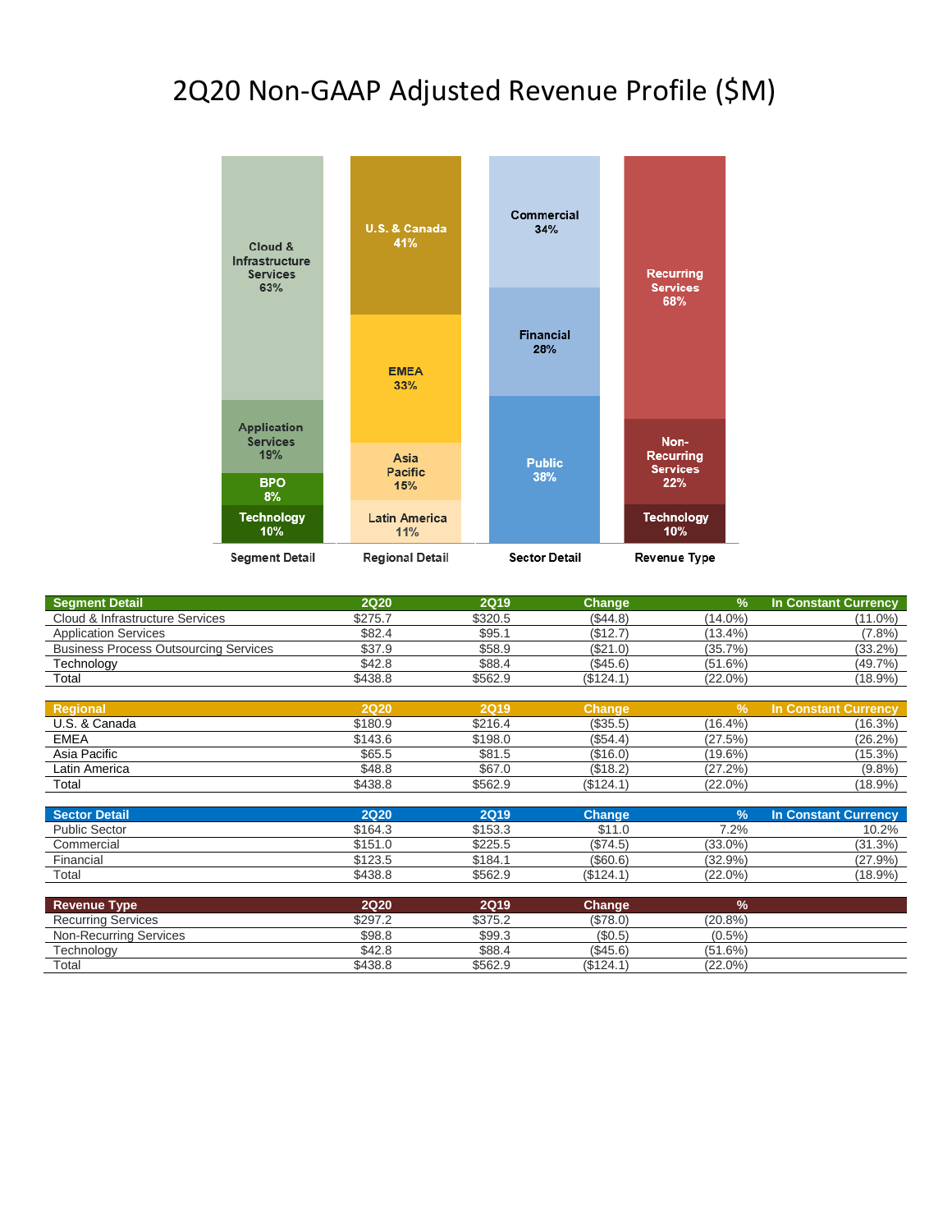# 2Q20 Non-GAAP Adjusted Revenue Profile ($M)

Cloud & Infrastructure Services 63%
Application Services 19%
BPO 8%
Technology 10%
Segment Detail

U.S. & Canada 41%
EMEA 33%
Asia Pacific 15%
Latin America 11%
Regional Detail

Commercial 34%
Financial 28%
Public 38%
Sector Detail

Recurring Services 68%
Non-Recurring Services 22%
Technology 10%
Revenue Type

| Segment Detail | 2Q20 | 2Q19 | Change | % | In Constant Currency |
|---|---|---|---|---|---|
| Cloud & Infrastructure Services | $275.7 | $320.5 | ($44.8) | (14.0%) | (11.0%) |
| Application Services | $82.4 | $95.1 | ($12.7) | (13.4%) | (7.8%) |
| Business Process Outsourcing Services | $37.9 | $58.9 | ($21.0) | (35.7%) | (33.2%) |
| Technology | $42.8 | $88.4 | ($45.6) | (51.6%) | (49.7%) |
| Total | $438.8 | $562.9 | ($124.1) | (22.0%) | (18.9%) |

| Regional | 2Q20 | 2Q19 | Change | % | In Constant Currency |
|---|---|---|---|---|---|
| U.S. & Canada | $180.9 | $216.4 | ($35.5) | (16.4%) | (16.3%) |
| EMEA | $143.6 | $198.0 | ($54.4) | (27.5%) | (26.2%) |
| Asia Pacific | $65.5 | $81.5 | ($16.0) | (19.6%) | (15.3%) |
| Latin America | $48.8 | $67.0 | ($18.2) | (27.2%) | (9.8%) |
| Total | $438.8 | $562.9 | ($124.1) | (22.0%) | (18.9%) |

| Sector Detail | 2Q20 | 2Q19 | Change | % | In Constant Currency |
|---|---|---|---|---|---|
| Public Sector | $164.3 | $153.3 | $11.0 | 7.2% | 10.2% |
| Commercial | $151.0 | $225.5 | ($74.5) | (33.0%) | (31.3%) |
| Financial | $123.5 | $184.1 | ($60.6) | (32.9%) | (27.9%) |
| Total | $438.8 | $562.9 | ($124.1) | (22.0%) | (18.9%) |

| Revenue Type | 2Q20 | 2Q19 | Change | % |
|---|---|---|---|---|
| Recurring Services | $297.2 | $375.2 | ($78.0) | (20.8%) |
| Non-Recurring Services | $98.8 | $99.3 | ($0.5) | (0.5%) |
| Technology | $42.8 | $88.4 | ($45.6) | (51.6%) |
| Total | $438.8 | $562.9 | ($124.1) | (22.0%) |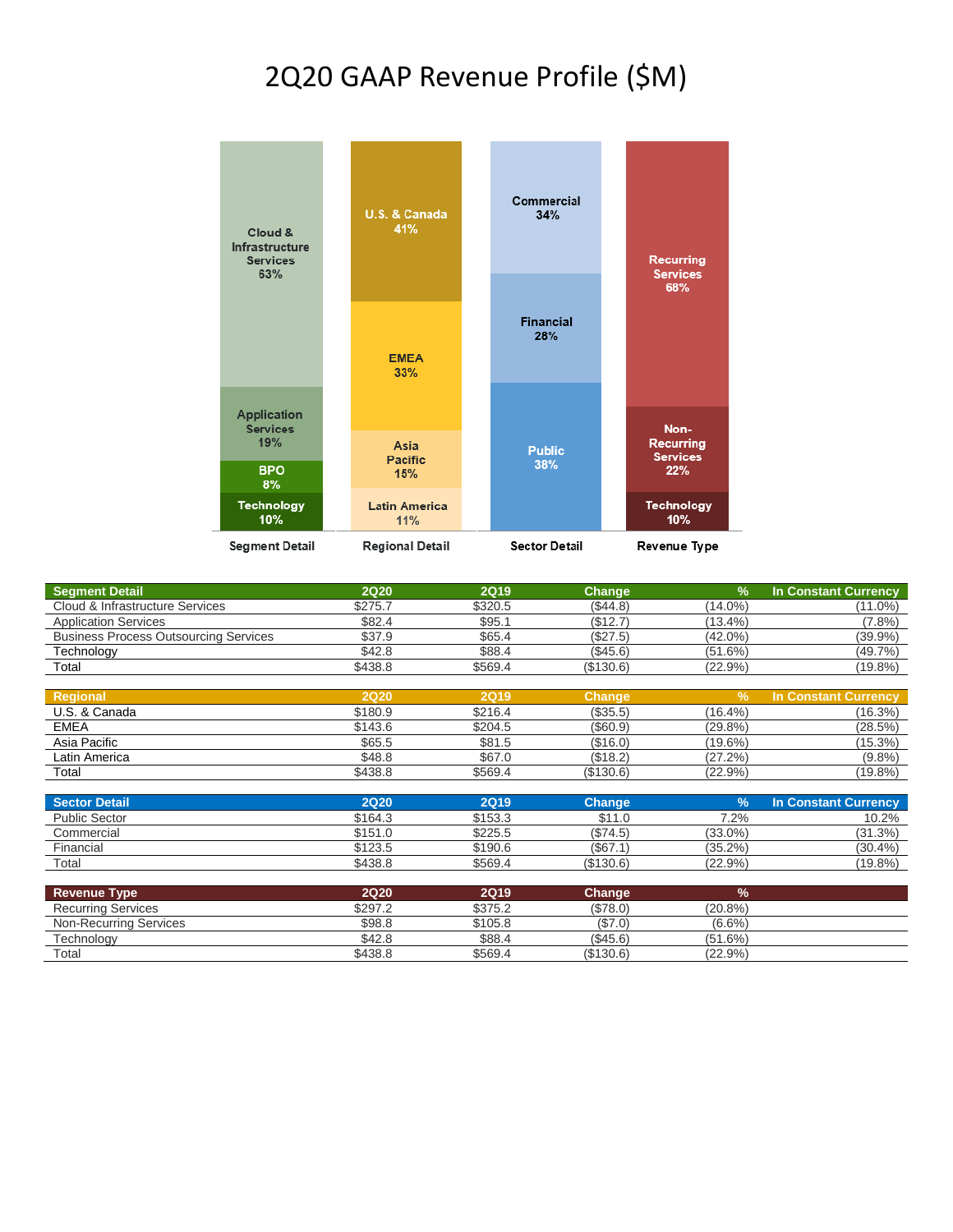# 2Q20 GAAP Revenue Profile ($M)

Cloud & Infrastructure Services 63%
Application Services 19%
BPO 8%
Technology 10%
Segment Detail

U.S. & Canada 41%
EMEA 33%
Asia Pacific 15%
Latin America 11%
Regional Detail

Commercial 34%
Financial 28%
Public 38%
Sector Detail

Recurring Services 68%
Non-Recurring Services 22%
Technology 10%
Revenue Type

| Segment Detail | 2Q20 | 2Q19 | Change | % | In Constant Currency |
|---|---|---|---|---|---|
| Cloud & Infrastructure Services | $275.7 | $320.5 | ($44.8) | (14.0%) | (11.0%) |
| Application Services | $82.4 | $95.1 | ($12.7) | (13.4%) | (7.8%) |
| Business Process Outsourcing Services | $37.9 | $65.4 | ($27.5) | (42.0%) | (39.9%) |
| Technology | $42.8 | $88.4 | ($45.6) | (51.6%) | (49.7%) |
| Total | $438.8 | $569.4 | ($130.6) | (22.9%) | (19.8%) |

| Regional | 2Q20 | 2Q19 | Change | % | In Constant Currency |
|---|---|---|---|---|---|
| U.S. & Canada | $180.9 | $216.4 | ($35.5) | (16.4%) | (16.3%) |
| EMEA | $143.6 | $204.5 | ($60.9) | (29.8%) | (28.5%) |
| Asia Pacific | $65.5 | $81.5 | ($16.0) | (19.6%) | (15.3%) |
| Latin America | $48.8 | $67.0 | ($18.2) | (27.2%) | (9.8%) |
| Total | $438.8 | $569.4 | ($130.6) | (22.9%) | (19.8%) |

| Sector Detail | 2Q20 | 2Q19 | Change | % | In Constant Currency |
|---|---|---|---|---|---|
| Public Sector | $164.3 | $153.3 | $11.0 | 7.2% | 10.2% |
| Commercial | $151.0 | $225.5 | ($74.5) | (33.0%) | (31.3%) |
| Financial | $123.5 | $190.6 | ($67.1) | (35.2%) | (30.4%) |
| Total | $438.8 | $569.4 | ($130.6) | (22.9%) | (19.8%) |

| Revenue Type | 2Q20 | 2Q19 | Change | % |
|---|---|---|---|---|
| Recurring Services | $297.2 | $375.2 | ($78.0) | (20.8%) |
| Non-Recurring Services | $98.8 | $105.8 | ($7.0) | (6.6%) |
| Technology | $42.8 | $88.4 | ($45.6) | (51.6%) |
| Total | $438.8 | $569.4 | ($130.6) | (22.9%) |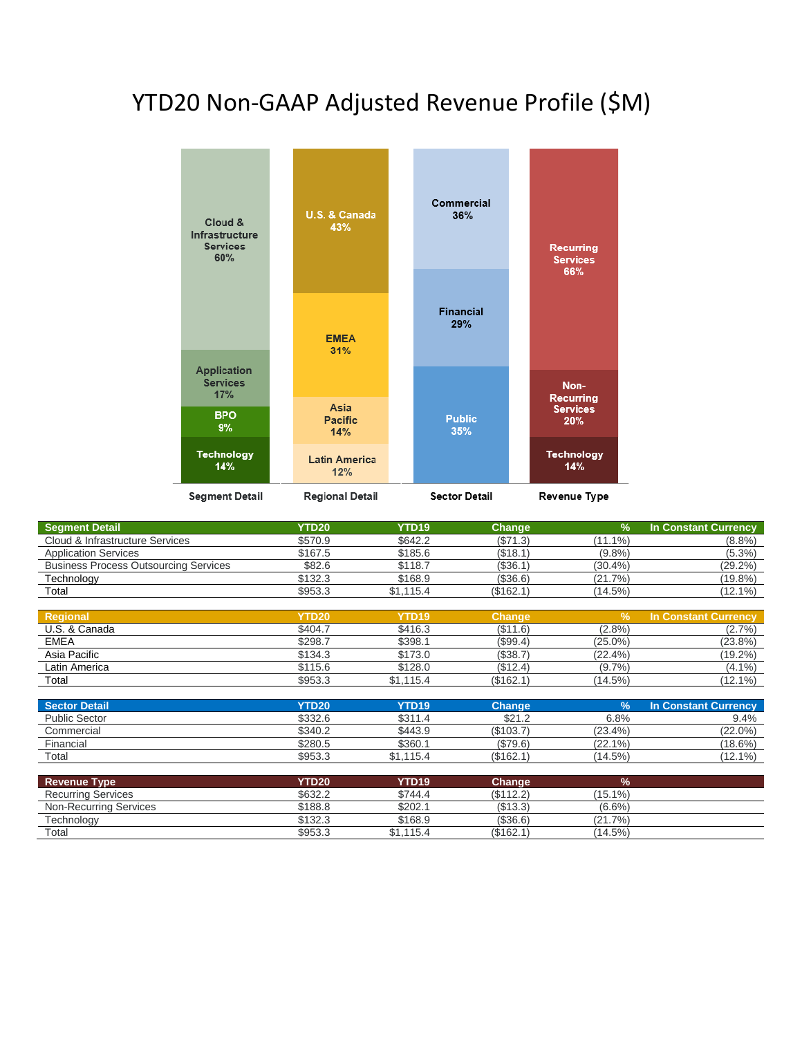# YTD20 Non-GAAP Adjusted Revenue Profile ($M)

| Segment Detail | Regional Detail | Sector Detail | Revenue Type |
|---|---|---|---|
| Cloud & Infrastructure Services 60% | U.S. & Canada 43% | Commercial 36% | Recurring Services 66% |
| Application Services 17% | EMEA 31% | Financial 29% | Non-Recurring Services 20% |
| BPO 9% | Asia Pacific 14% | Public 35% | Technology 14% |
| Technology 14% | Latin America 12% | | |

| Segment Detail | YTD20 | YTD19 | Change | % | In Constant Currency |
|---|---|---|---|---|---|
| Cloud & Infrastructure Services | $570.9 | $642.2 | ($71.3) | (11.1%) | (8.8%) |
| Application Services | $167.5 | $185.6 | ($18.1) | (9.8%) | (5.3%) |
| Business Process Outsourcing Services | $82.6 | $118.7 | ($36.1) | (30.4%) | (29.2%) |
| Technology | $132.3 | $168.9 | ($36.6) | (21.7%) | (19.8%) |
| Total | $953.3 | $1,115.4 | ($162.1) | (14.5%) | (12.1%) |

| Regional | YTD20 | YTD19 | Change | % | In Constant Currency |
|---|---|---|---|---|---|
| U.S. & Canada | $404.7 | $416.3 | ($11.6) | (2.8%) | (2.7%) |
| EMEA | $298.7 | $398.1 | ($99.4) | (25.0%) | (23.8%) |
| Asia Pacific | $134.3 | $173.0 | ($38.7) | (22.4%) | (19.2%) |
| Latin America | $115.6 | $128.0 | ($12.4) | (9.7%) | (4.1%) |
| Total | $953.3 | $1,115.4 | ($162.1) | (14.5%) | (12.1%) |

| Sector Detail | YTD20 | YTD19 | Change | % | In Constant Currency |
|---|---|---|---|---|---|
| Public Sector | $332.6 | $311.4 | $21.2 | 6.8% | 9.4% |
| Commercial | $340.2 | $443.9 | ($103.7) | (23.4%) | (22.0%) |
| Financial | $280.5 | $360.1 | ($79.6) | (22.1%) | (18.6%) |
| Total | $953.3 | $1,115.4 | ($162.1) | (14.5%) | (12.1%) |

| Revenue Type | YTD20 | YTD19 | Change | % |
|---|---|---|---|---|
| Recurring Services | $632.2 | $744.4 | ($112.2) | (15.1%) |
| Non-Recurring Services | $188.8 | $202.1 | ($13.3) | (6.6%) |
| Technology | $132.3 | $168.9 | ($36.6) | (21.7%) |
| Total | $953.3 | $1,115.4 | ($162.1) | (14.5%) |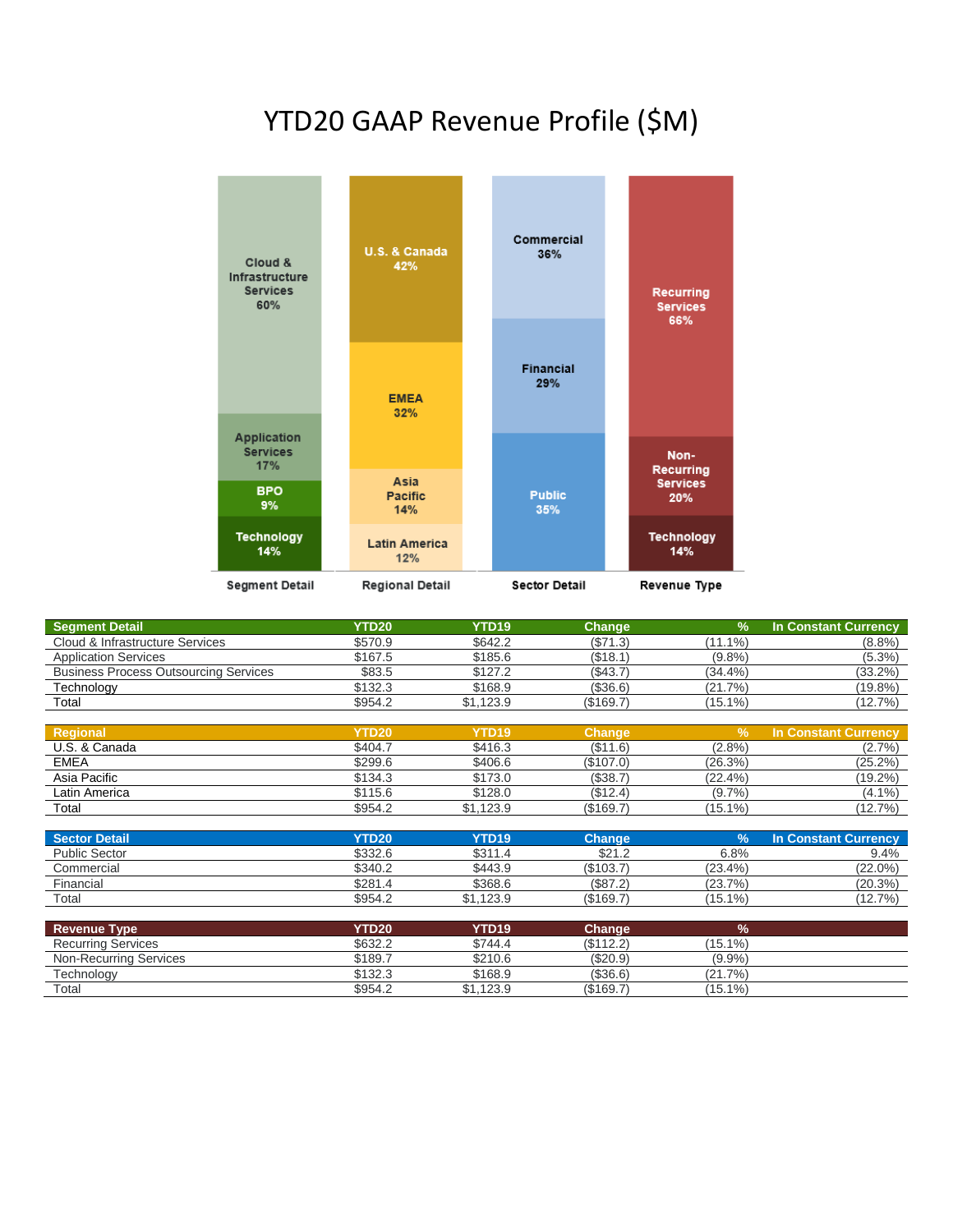# YTD20 GAAP Revenue Profile ($M)

Cloud & Infrastructure Services 60%
Application Services 17%
BPO 9%
Technology 14%
Segment Detail

U.S. & Canada 42%
EMEA 32%
Asia Pacific 14%
Latin America 12%
Regional Detail

Commercial 36%
Financial 29%
Public 35%
Sector Detail

Recurring Services 66%
Non-Recurring Services 20%
Technology 14%
Revenue Type

| Segment Detail | YTD20 | YTD19 | Change | % | In Constant Currency |
|---|---|---|---|---|---|
| Cloud & Infrastructure Services | $570.9 | $642.2 | ($71.3) | (11.1%) | (8.8%) |
| Application Services | $167.5 | $185.6 | ($18.1) | (9.8%) | (5.3%) |
| Business Process Outsourcing Services | $83.5 | $127.2 | ($43.7) | (34.4%) | (33.2%) |
| Technology | $132.3 | $168.9 | ($36.6) | (21.7%) | (19.8%) |
| Total | $954.2 | $1,123.9 | ($169.7) | (15.1%) | (12.7%) |

| Regional | YTD20 | YTD19 | Change | % | In Constant Currency |
|---|---|---|---|---|---|
| U.S. & Canada | $404.7 | $416.3 | ($11.6) | (2.8%) | (2.7%) |
| EMEA | $299.6 | $406.6 | ($107.0) | (26.3%) | (25.2%) |
| Asia Pacific | $134.3 | $173.0 | ($38.7) | (22.4%) | (19.2%) |
| Latin America | $115.6 | $128.0 | ($12.4) | (9.7%) | (4.1%) |
| Total | $954.2 | $1,123.9 | ($169.7) | (15.1%) | (12.7%) |

| Sector Detail | YTD20 | YTD19 | Change | % | In Constant Currency |
|---|---|---|---|---|---|
| Public Sector | $332.6 | $311.4 | $21.2 | 6.8% | 9.4% |
| Commercial | $340.2 | $443.9 | ($103.7) | (23.4%) | (22.0%) |
| Financial | $281.4 | $368.6 | ($87.2) | (23.7%) | (20.3%) |
| Total | $954.2 | $1,123.9 | ($169.7) | (15.1%) | (12.7%) |

| Revenue Type | YTD20 | YTD19 | Change | % |
|---|---|---|---|---|
| Recurring Services | $632.2 | $744.4 | ($112.2) | (15.1%) |
| Non-Recurring Services | $189.7 | $210.6 | ($20.9) | (9.9%) |
| Technology | $132.3 | $168.9 | ($36.6) | (21.7%) |
| Total | $954.2 | $1,123.9 | ($169.7) | (15.1%) |